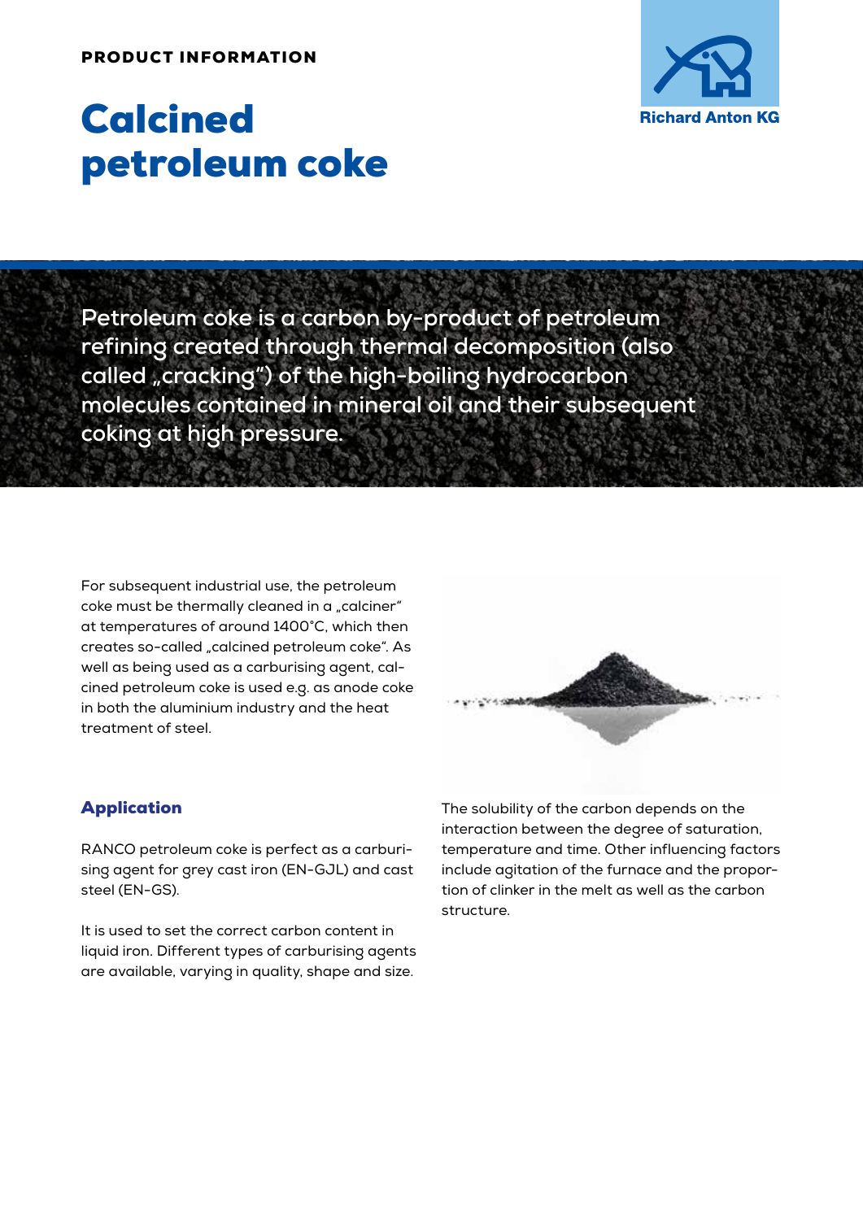PRODUCT INFORMATION

# Calcined petroleum coke

Richard Anton KG

**Petroleum coke is a carbon by-product of petroleum refining created through thermal decomposition (also called „cracking") of the high-boiling hydrocarbon molecules contained in mineral oil and their subsequent coking at high pressure.**

For subsequent industrial use, the petroleum coke must be thermally cleaned in a „calciner" at temperatures of around 1400°C, which then creates so-called „calcined petroleum coke". As well as being used as a carburising agent, calcined petroleum coke is used e.g. as anode coke in both the aluminium industry and the heat treatment of steel.

## Application

RANCO petroleum coke is perfect as a carburising agent for grey cast iron (EN-GJL) and cast steel (EN-GS).

It is used to set the correct carbon content in liquid iron. Different types of carburising agents are available, varying in quality, shape and size.

The solubility of the carbon depends on the interaction between the degree of saturation, temperature and time. Other influencing factors include agitation of the furnace and the proportion of clinker in the melt as well as the carbon structure.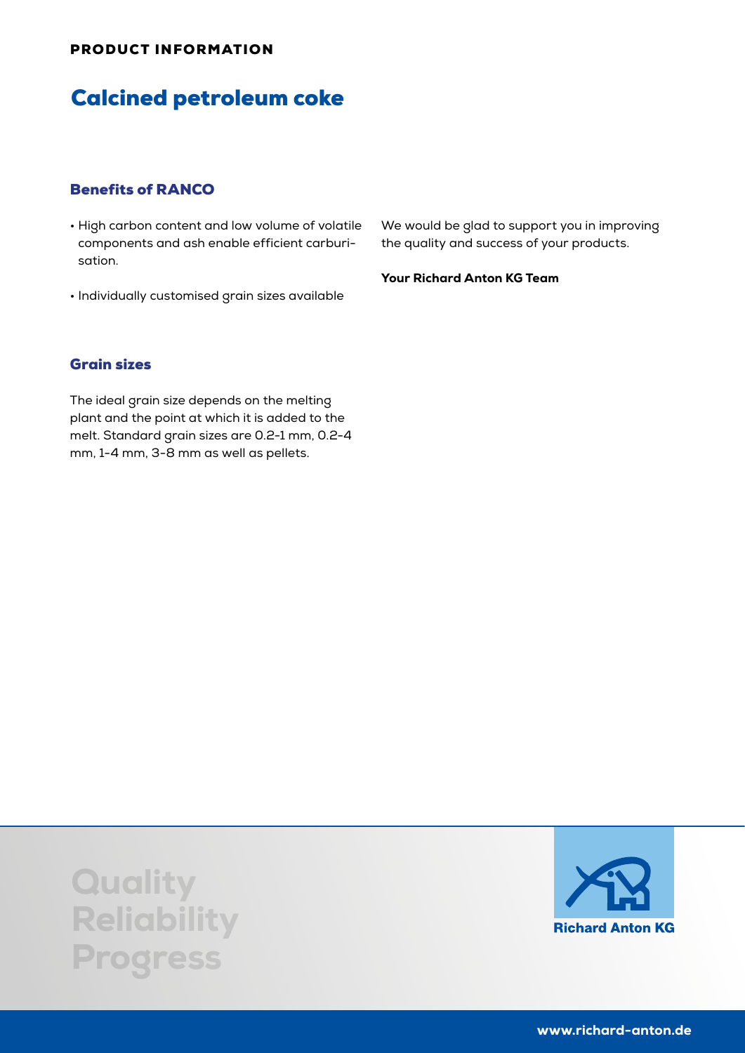PRODUCT INFORMATION

# Calcined petroleum coke

## Benefits of RANCO

- High carbon content and low volume of volatile components and ash enable efficient carburi­sation.
- Individually customised grain sizes available

We would be glad to support you in improving the quality and success of your products.

**Your Richard Anton KG Team**

## Grain sizes

The ideal grain size depends on the melting plant and the point at which it is added to the melt. Standard grain sizes are 0.2-1 mm, 0.2-4 mm, 1-4 mm, 3-8 mm as well as pellets.

Quality
Reliability
Progress

Richard Anton KG

www.richard-anton.de